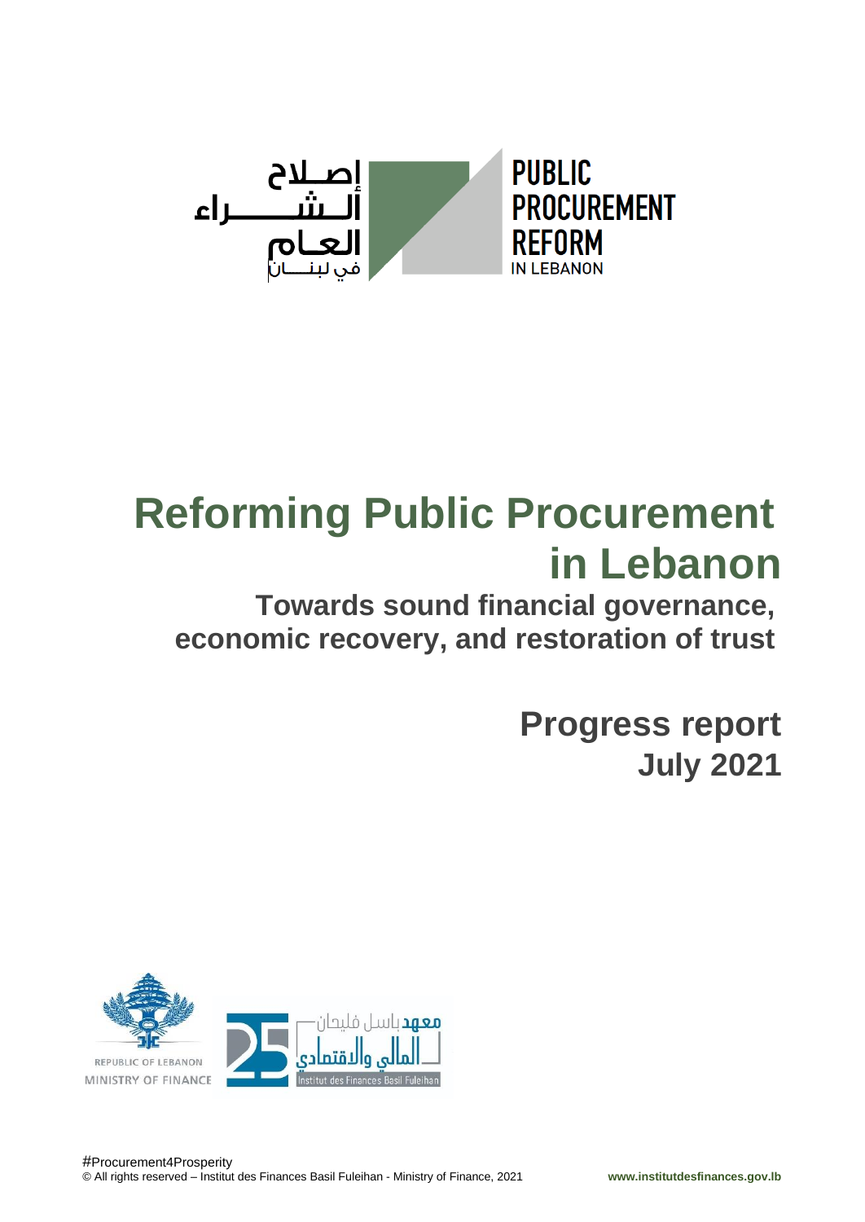إصلاح الشراء العام في لبنان

PUBLIC PROCUREMENT REFORM IN LEBANON

# Reforming Public Procurement in Lebanon

## Towards sound financial governance, economic recovery, and restoration of trust

## Progress report
## July 2021

REPUBLIC OF LEBANON
MINISTRY OF FINANCE

معهد باسل فليحان المالي والاقتصادي
Institut des Finances Basil Fuleihan

#Procurement4Prosperity

© All rights reserved – Institut des Finances Basil Fuleihan - Ministry of Finance, 2021

www.institutdesfinances.gov.lb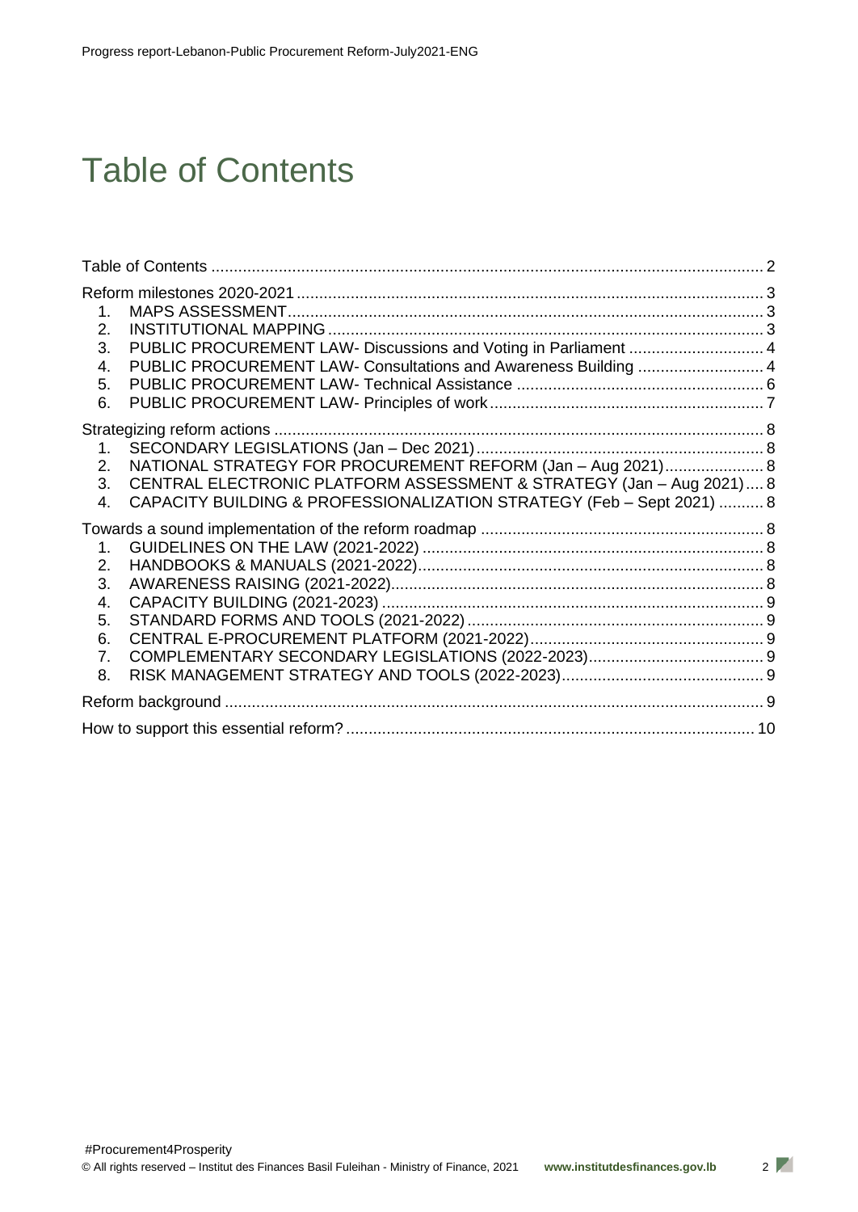# Table of Contents

Table of Contents ........................................................................................................................ 2

Reform milestones 2020-2021 ..................................................................................................... 3

1. MAPS ASSESSMENT ......................................................................................................... 3
2. INSTITUTIONAL MAPPING ................................................................................................ 3
3. PUBLIC PROCUREMENT LAW- Discussions and Voting in Parliament .............................. 4
4. PUBLIC PROCUREMENT LAW- Consultations and Awareness Building ............................ 4
5. PUBLIC PROCUREMENT LAW- Technical Assistance ....................................................... 6
6. PUBLIC PROCUREMENT LAW- Principles of work ............................................................. 7

Strategizing reform actions ........................................................................................................... 8

1. SECONDARY LEGISLATIONS (Jan – Dec 2021) ................................................................ 8
2. NATIONAL STRATEGY FOR PROCUREMENT REFORM (Jan – Aug 2021) ...................... 8
3. CENTRAL ELECTRONIC PLATFORM ASSESSMENT & STRATEGY (Jan – Aug 2021) .... 8
4. CAPACITY BUILDING & PROFESSIONALIZATION STRATEGY (Feb – Sept 2021) .......... 8

Towards a sound implementation of the reform roadmap ............................................................. 8

1. GUIDELINES ON THE LAW (2021-2022) ............................................................................ 8
2. HANDBOOKS & MANUALS (2021-2022) ............................................................................. 8
3. AWARENESS RAISING (2021-2022) ................................................................................... 8
4. CAPACITY BUILDING (2021-2023) ..................................................................................... 9
5. STANDARD FORMS AND TOOLS (2021-2022) .................................................................. 9
6. CENTRAL E-PROCUREMENT PLATFORM (2021-2022) .................................................... 9
7. COMPLEMENTARY SECONDARY LEGISLATIONS (2022-2023) ....................................... 9
8. RISK MANAGEMENT STRATEGY AND TOOLS (2022-2023) ............................................. 9

Reform background ...................................................................................................................... 9

How to support this essential reform? ......................................................................................... 10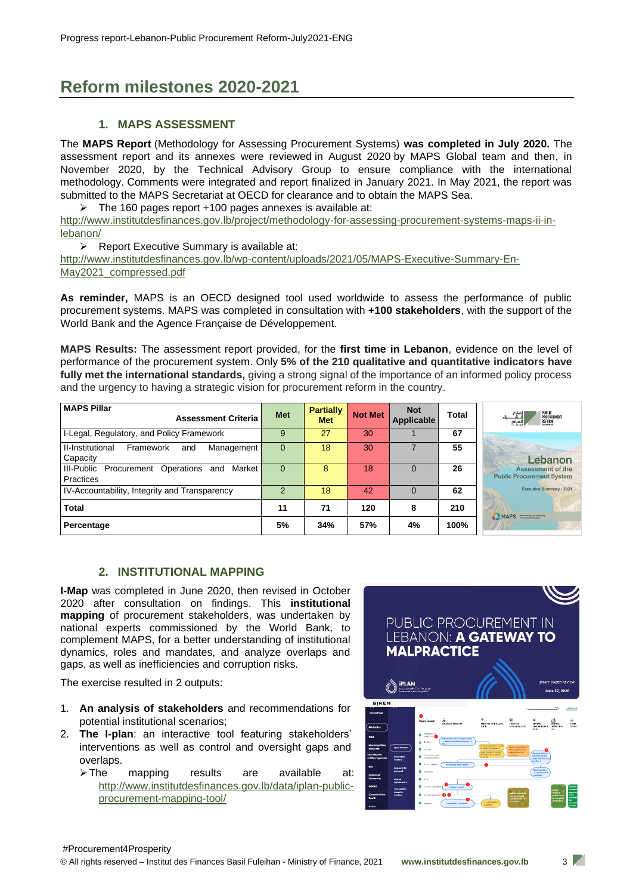# Reform milestones 2020-2021

## 1. MAPS ASSESSMENT

The **MAPS Report** (Methodology for Assessing Procurement Systems) **was completed in July 2020.** The assessment report and its annexes were reviewed in August 2020 by MAPS Global team and then, in November 2020, by the Technical Advisory Group to ensure compliance with the international methodology. Comments were integrated and report finalized in January 2021. In May 2021, the report was submitted to the MAPS Secretariat at OECD for clearance and to obtain the MAPS Sea.

- The 160 pages report +100 pages annexes is available at:

http://www.institutdesfinances.gov.lb/project/methodology-for-assessing-procurement-systems-maps-ii-in-lebanon/

- Report Executive Summary is available at:

http://www.institutdesfinances.gov.lb/wp-content/uploads/2021/05/MAPS-Executive-Summary-En-May2021_compressed.pdf

**As reminder,** MAPS is an OECD designed tool used worldwide to assess the performance of public procurement systems. MAPS was completed in consultation with **+100 stakeholders**, with the support of the World Bank and the Agence Française de Développement.

**MAPS Results:** The assessment report provided, for the **first time in Lebanon**, evidence on the level of performance of the procurement system. Only **5% of the 210 qualitative and quantitative indicators have fully met the international standards,** giving a strong signal of the importance of an informed policy process and the urgency to having a strategic vision for procurement reform in the country.

| MAPS Pillar / Assessment Criteria | Met | Partially Met | Not Met | Not Applicable | Total |
|---|---|---|---|---|---|
| I-Legal, Regulatory, and Policy Framework | 9 | 27 | 30 | 1 | 67 |
| II-Institutional Framework and Management Capacity | 0 | 18 | 30 | 7 | 55 |
| III-Public Procurement Operations and Market Practices | 0 | 8 | 18 | 0 | 26 |
| IV-Accountability, Integrity and Transparency | 2 | 18 | 42 | 0 | 62 |
| **Total** | **11** | **71** | **120** | **8** | **210** |
| **Percentage** | **5%** | **34%** | **57%** | **4%** | **100%** |

## 2. INSTITUTIONAL MAPPING

**I-Map** was completed in June 2020, then revised in October 2020 after consultation on findings. This **institutional mapping** of procurement stakeholders, was undertaken by national experts commissioned by the World Bank, to complement MAPS, for a better understanding of institutional dynamics, roles and mandates, and analyze overlaps and gaps, as well as inefficiencies and corruption risks.

The exercise resulted in 2 outputs:

1. **An analysis of stakeholders** and recommendations for potential institutional scenarios;
2. **The I-plan**: an interactive tool featuring stakeholders' interventions as well as control and oversight gaps and overlaps.
   - The mapping results are available at: http://www.institutdesfinances.gov.lb/data/iplan-public-procurement-mapping-tool/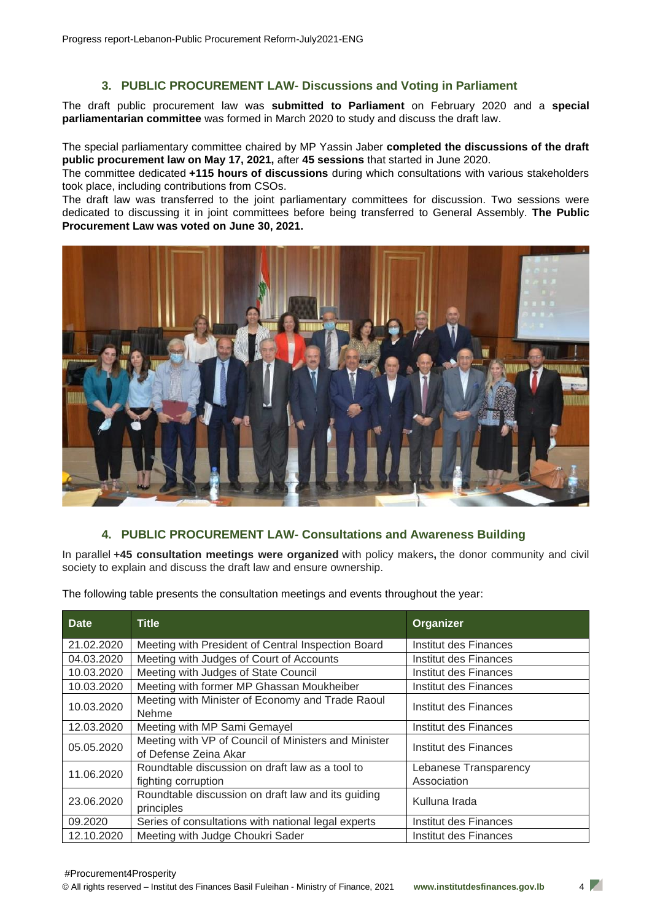### 3. PUBLIC PROCUREMENT LAW- Discussions and Voting in Parliament

The draft public procurement law was **submitted to Parliament** on February 2020 and a **special parliamentarian committee** was formed in March 2020 to study and discuss the draft law.

The special parliamentary committee chaired by MP Yassin Jaber **completed the discussions of the draft public procurement law on May 17, 2021,** after **45 sessions** that started in June 2020.
The committee dedicated **+115 hours of discussions** during which consultations with various stakeholders took place, including contributions from CSOs.
The draft law was transferred to the joint parliamentary committees for discussion. Two sessions were dedicated to discussing it in joint committees before being transferred to General Assembly. **The Public Procurement Law was voted on June 30, 2021.**

### 4. PUBLIC PROCUREMENT LAW- Consultations and Awareness Building

In parallel **+45 consultation meetings were organized** with policy makers**,** the donor community and civil society to explain and discuss the draft law and ensure ownership.

The following table presents the consultation meetings and events throughout the year:

| Date | Title | Organizer |
|---|---|---|
| 21.02.2020 | Meeting with President of Central Inspection Board | Institut des Finances |
| 04.03.2020 | Meeting with Judges of Court of Accounts | Institut des Finances |
| 10.03.2020 | Meeting with Judges of State Council | Institut des Finances |
| 10.03.2020 | Meeting with former MP Ghassan Moukheiber | Institut des Finances |
| 10.03.2020 | Meeting with Minister of Economy and Trade Raoul Nehme | Institut des Finances |
| 12.03.2020 | Meeting with MP Sami Gemayel | Institut des Finances |
| 05.05.2020 | Meeting with VP of Council of Ministers and Minister of Defense Zeina Akar | Institut des Finances |
| 11.06.2020 | Roundtable discussion on draft law as a tool to fighting corruption | Lebanese Transparency Association |
| 23.06.2020 | Roundtable discussion on draft law and its guiding principles | Kulluna Irada |
| 09.2020 | Series of consultations with national legal experts | Institut des Finances |
| 12.10.2020 | Meeting with Judge Choukri Sader | Institut des Finances |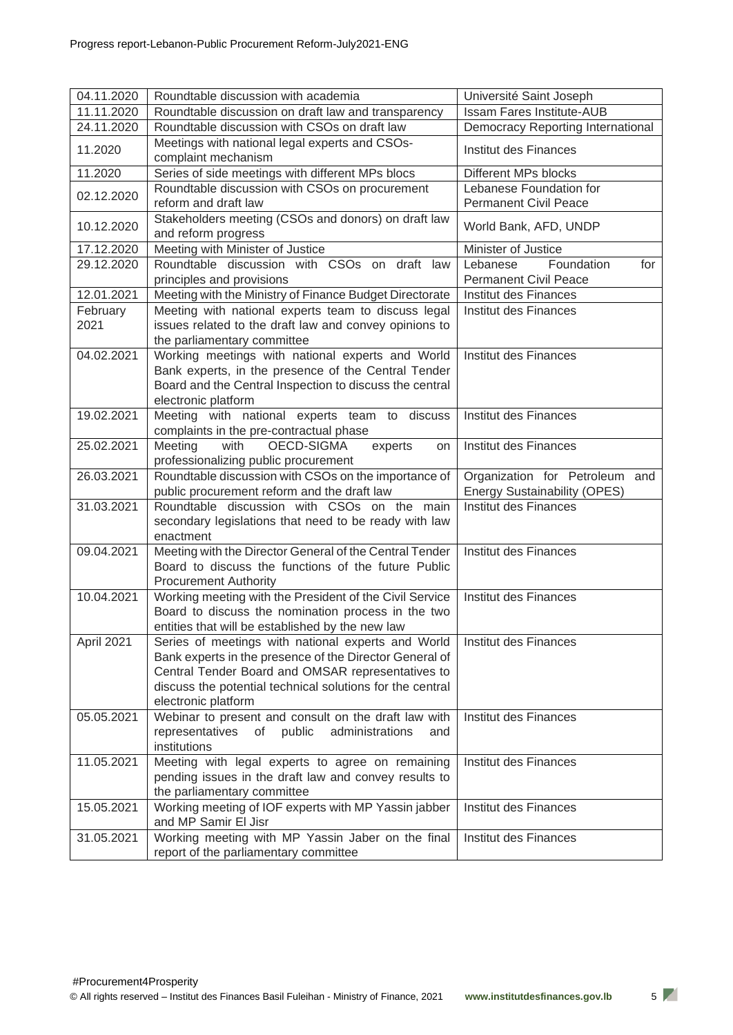| 04.11.2020 | Roundtable discussion with academia | Université Saint Joseph |
|---|---|---|
| 11.11.2020 | Roundtable discussion on draft law and transparency | Issam Fares Institute-AUB |
| 24.11.2020 | Roundtable discussion with CSOs on draft law | Democracy Reporting International |
| 11.2020 | Meetings with national legal experts and CSOs-complaint mechanism | Institut des Finances |
| 11.2020 | Series of side meetings with different MPs blocs | Different MPs blocks |
| 02.12.2020 | Roundtable discussion with CSOs on procurement reform and draft law | Lebanese Foundation for Permanent Civil Peace |
| 10.12.2020 | Stakeholders meeting (CSOs and donors) on draft law and reform progress | World Bank, AFD, UNDP |
| 17.12.2020 | Meeting with Minister of Justice | Minister of Justice |
| 29.12.2020 | Roundtable discussion with CSOs on draft law principles and provisions | Lebanese Foundation for Permanent Civil Peace |
| 12.01.2021 | Meeting with the Ministry of Finance Budget Directorate | Institut des Finances |
| February 2021 | Meeting with national experts team to discuss legal issues related to the draft law and convey opinions to the parliamentary committee | Institut des Finances |
| 04.02.2021 | Working meetings with national experts and World Bank experts, in the presence of the Central Tender Board and the Central Inspection to discuss the central electronic platform | Institut des Finances |
| 19.02.2021 | Meeting with national experts team to discuss complaints in the pre-contractual phase | Institut des Finances |
| 25.02.2021 | Meeting with OECD-SIGMA experts on professionalizing public procurement | Institut des Finances |
| 26.03.2021 | Roundtable discussion with CSOs on the importance of public procurement reform and the draft law | Organization for Petroleum and Energy Sustainability (OPES) |
| 31.03.2021 | Roundtable discussion with CSOs on the main secondary legislations that need to be ready with law enactment | Institut des Finances |
| 09.04.2021 | Meeting with the Director General of the Central Tender Board to discuss the functions of the future Public Procurement Authority | Institut des Finances |
| 10.04.2021 | Working meeting with the President of the Civil Service Board to discuss the nomination process in the two entities that will be established by the new law | Institut des Finances |
| April 2021 | Series of meetings with national experts and World Bank experts in the presence of the Director General of Central Tender Board and OMSAR representatives to discuss the potential technical solutions for the central electronic platform | Institut des Finances |
| 05.05.2021 | Webinar to present and consult on the draft law with representatives of public administrations and institutions | Institut des Finances |
| 11.05.2021 | Meeting with legal experts to agree on remaining pending issues in the draft law and convey results to the parliamentary committee | Institut des Finances |
| 15.05.2021 | Working meeting of IOF experts with MP Yassin jabber and MP Samir El Jisr | Institut des Finances |
| 31.05.2021 | Working meeting with MP Yassin Jaber on the final report of the parliamentary committee | Institut des Finances |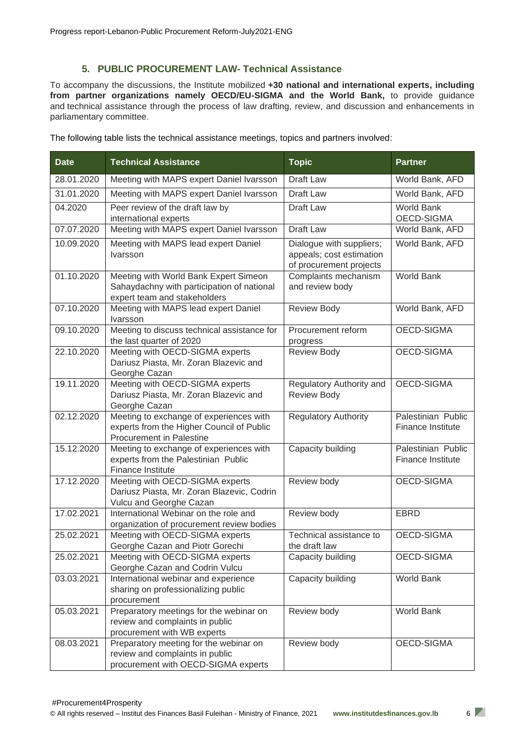### 5. PUBLIC PROCUREMENT LAW- Technical Assistance

To accompany the discussions, the Institute mobilized **+30 national and international experts, including from partner organizations namely OECD/EU-SIGMA and the World Bank,** to provide guidance and technical assistance through the process of law drafting, review, and discussion and enhancements in parliamentary committee.

The following table lists the technical assistance meetings, topics and partners involved:

| Date | Technical Assistance | Topic | Partner |
|---|---|---|---|
| 28.01.2020 | Meeting with MAPS expert Daniel Ivarsson | Draft Law | World Bank, AFD |
| 31.01.2020 | Meeting with MAPS expert Daniel Ivarsson | Draft Law | World Bank, AFD |
| 04.2020 | Peer review of the draft law by international experts | Draft Law | World Bank OECD-SIGMA |
| 07.07.2020 | Meeting with MAPS expert Daniel Ivarsson | Draft Law | World Bank, AFD |
| 10.09.2020 | Meeting with MAPS lead expert Daniel Ivarsson | Dialogue with suppliers; appeals; cost estimation of procurement projects | World Bank, AFD |
| 01.10.2020 | Meeting with World Bank Expert Simeon Sahaydachny with participation of national expert team and stakeholders | Complaints mechanism and review body | World Bank |
| 07.10.2020 | Meeting with MAPS lead expert Daniel Ivarsson | Review Body | World Bank, AFD |
| 09.10.2020 | Meeting to discuss technical assistance for the last quarter of 2020 | Procurement reform progress | OECD-SIGMA |
| 22.10.2020 | Meeting with OECD-SIGMA experts Dariusz Piasta, Mr. Zoran Blazevic and Georghe Cazan | Review Body | OECD-SIGMA |
| 19.11.2020 | Meeting with OECD-SIGMA experts Dariusz Piasta, Mr. Zoran Blazevic and Georghe Cazan | Regulatory Authority and Review Body | OECD-SIGMA |
| 02.12.2020 | Meeting to exchange of experiences with experts from the Higher Council of Public Procurement in Palestine | Regulatory Authority | Palestinian Public Finance Institute |
| 15.12.2020 | Meeting to exchange of experiences with experts from the Palestinian Public Finance Institute | Capacity building | Palestinian Public Finance Institute |
| 17.12.2020 | Meeting with OECD-SIGMA experts Dariusz Piasta, Mr. Zoran Blazevic, Codrin Vulcu and Georghe Cazan | Review body | OECD-SIGMA |
| 17.02.2021 | International Webinar on the role and organization of procurement review bodies | Review body | EBRD |
| 25.02.2021 | Meeting with OECD-SIGMA experts Georghe Cazan and Piotr Gorechi | Technical assistance to the draft law | OECD-SIGMA |
| 25.02.2021 | Meeting with OECD-SIGMA experts Georghe Cazan and Codrin Vulcu | Capacity building | OECD-SIGMA |
| 03.03.2021 | International webinar and experience sharing on professionalizing public procurement | Capacity building | World Bank |
| 05.03.2021 | Preparatory meetings for the webinar on review and complaints in public procurement with WB experts | Review body | World Bank |
| 08.03.2021 | Preparatory meeting for the webinar on review and complaints in public procurement with OECD-SIGMA experts | Review body | OECD-SIGMA |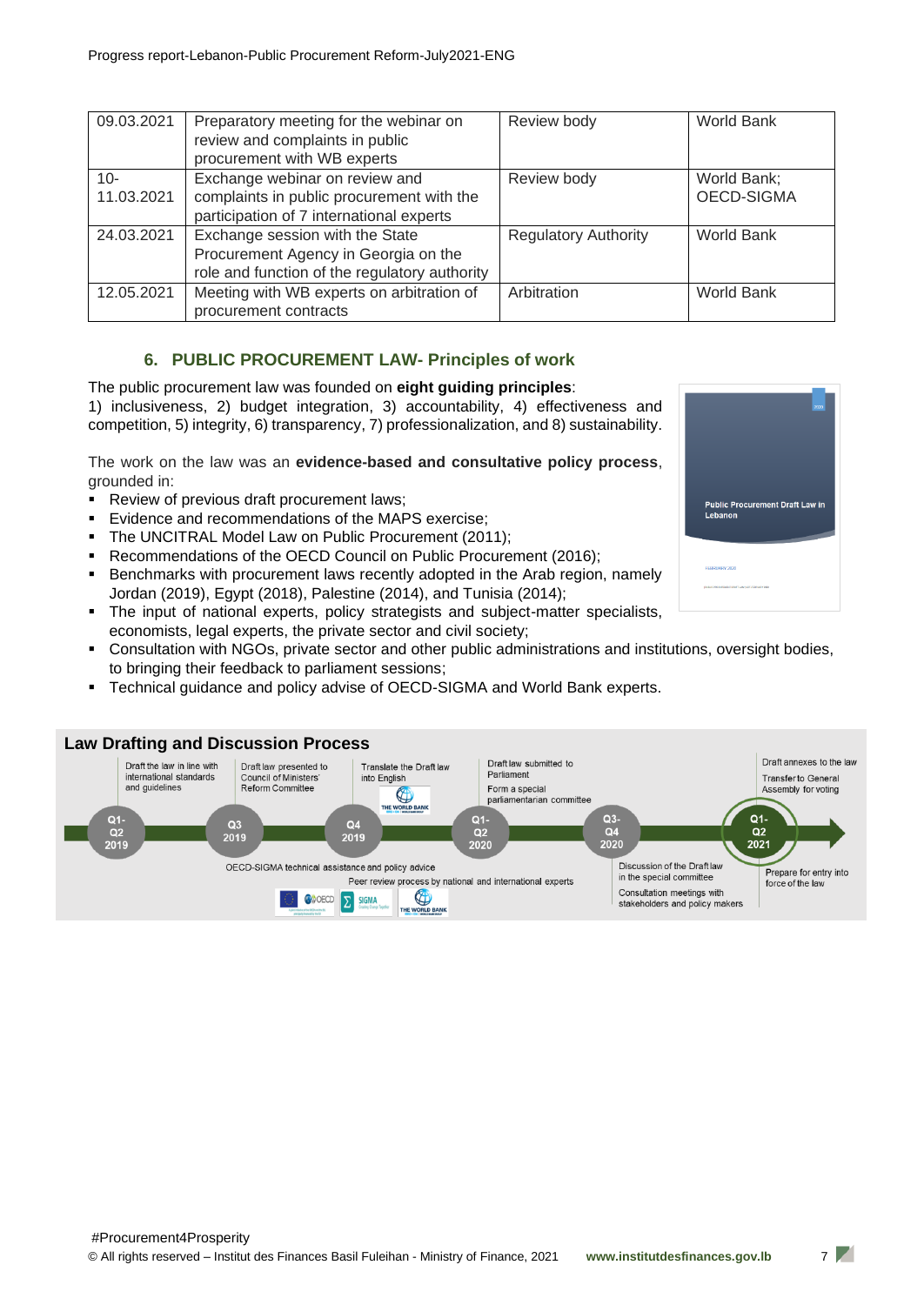| 09.03.2021 | Preparatory meeting for the webinar on review and complaints in public procurement with WB experts | Review body | World Bank |
|---|---|---|---|
| 10-11.03.2021 | Exchange webinar on review and complaints in public procurement with the participation of 7 international experts | Review body | World Bank; OECD-SIGMA |
| 24.03.2021 | Exchange session with the State Procurement Agency in Georgia on the role and function of the regulatory authority | Regulatory Authority | World Bank |
| 12.05.2021 | Meeting with WB experts on arbitration of procurement contracts | Arbitration | World Bank |

## 6. PUBLIC PROCUREMENT LAW- Principles of work

The public procurement law was founded on **eight guiding principles**:
1) inclusiveness, 2) budget integration, 3) accountability, 4) effectiveness and competition, 5) integrity, 6) transparency, 7) professionalization, and 8) sustainability.

Public Procurement Draft Law in Lebanon

The work on the law was an **evidence-based and consultative policy process**, grounded in:

- Review of previous draft procurement laws;
- Evidence and recommendations of the MAPS exercise;
- The UNCITRAL Model Law on Public Procurement (2011);
- Recommendations of the OECD Council on Public Procurement (2016);
- Benchmarks with procurement laws recently adopted in the Arab region, namely Jordan (2019), Egypt (2018), Palestine (2014), and Tunisia (2014);
- The input of national experts, policy strategists and subject-matter specialists, economists, legal experts, the private sector and civil society;
- Consultation with NGOs, private sector and other public administrations and institutions, oversight bodies, to bringing their feedback to parliament sessions;
- Technical guidance and policy advise of OECD-SIGMA and World Bank experts.

### Law Drafting and Discussion Process

- **Q1-Q2 2019**: Draft the law in line with international standards and guidelines
- **Q3 2019**: Draft law presented to Council of Ministers' Reform Committee
- **Q4 2019**: Translate the Draft law into English
- **Q1-Q2 2020**: Draft law submitted to Parliament; Form a special parliamentarian committee
- **Q3-Q4 2020**: Discussion of the Draft law in the special committee; Consultation meetings with stakeholders and policy makers
- **Q1-Q2 2021**: Draft annexes to the law; Transfer to General Assembly for voting; Prepare for entry into force of the law

OECD-SIGMA technical assistance and policy advice

Peer review process by national and international experts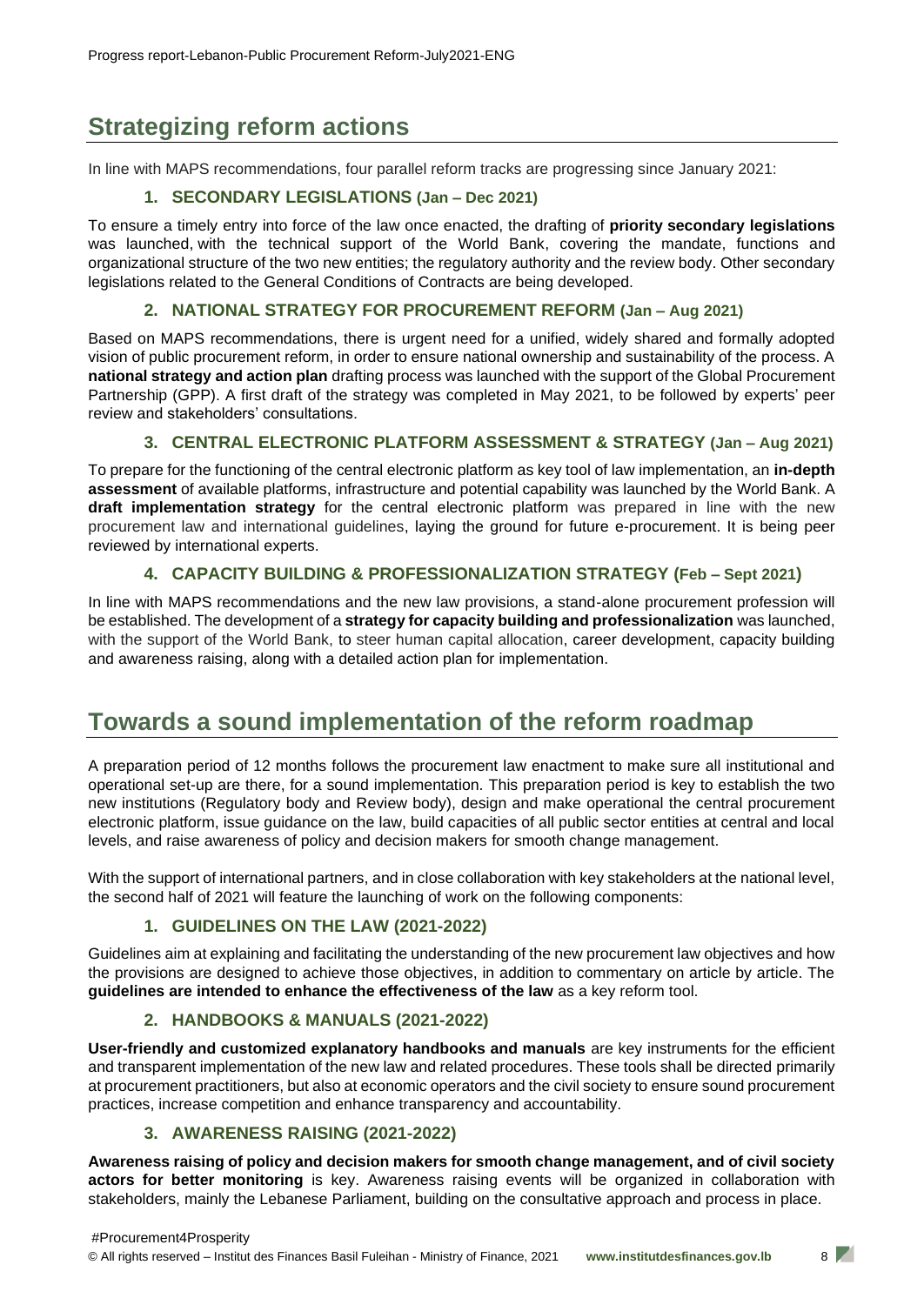## Strategizing reform actions

In line with MAPS recommendations, four parallel reform tracks are progressing since January 2021:

### 1. SECONDARY LEGISLATIONS (Jan – Dec 2021)

To ensure a timely entry into force of the law once enacted, the drafting of **priority secondary legislations** was launched, with the technical support of the World Bank, covering the mandate, functions and organizational structure of the two new entities; the regulatory authority and the review body. Other secondary legislations related to the General Conditions of Contracts are being developed.

### 2. NATIONAL STRATEGY FOR PROCUREMENT REFORM (Jan – Aug 2021)

Based on MAPS recommendations, there is urgent need for a unified, widely shared and formally adopted vision of public procurement reform, in order to ensure national ownership and sustainability of the process. A **national strategy and action plan** drafting process was launched with the support of the Global Procurement Partnership (GPP). A first draft of the strategy was completed in May 2021, to be followed by experts' peer review and stakeholders' consultations.

### 3. CENTRAL ELECTRONIC PLATFORM ASSESSMENT & STRATEGY (Jan – Aug 2021)

To prepare for the functioning of the central electronic platform as key tool of law implementation, an **in-depth assessment** of available platforms, infrastructure and potential capability was launched by the World Bank. A **draft implementation strategy** for the central electronic platform was prepared in line with the new procurement law and international guidelines, laying the ground for future e-procurement. It is being peer reviewed by international experts.

### 4. CAPACITY BUILDING & PROFESSIONALIZATION STRATEGY (Feb – Sept 2021)

In line with MAPS recommendations and the new law provisions, a stand-alone procurement profession will be established. The development of a **strategy for capacity building and professionalization** was launched, with the support of the World Bank, to steer human capital allocation, career development, capacity building and awareness raising, along with a detailed action plan for implementation.

## Towards a sound implementation of the reform roadmap

A preparation period of 12 months follows the procurement law enactment to make sure all institutional and operational set-up are there, for a sound implementation. This preparation period is key to establish the two new institutions (Regulatory body and Review body), design and make operational the central procurement electronic platform, issue guidance on the law, build capacities of all public sector entities at central and local levels, and raise awareness of policy and decision makers for smooth change management.

With the support of international partners, and in close collaboration with key stakeholders at the national level, the second half of 2021 will feature the launching of work on the following components:

### 1. GUIDELINES ON THE LAW (2021-2022)

Guidelines aim at explaining and facilitating the understanding of the new procurement law objectives and how the provisions are designed to achieve those objectives, in addition to commentary on article by article. The **guidelines are intended to enhance the effectiveness of the law** as a key reform tool.

### 2. HANDBOOKS & MANUALS (2021-2022)

**User-friendly and customized explanatory handbooks and manuals** are key instruments for the efficient and transparent implementation of the new law and related procedures. These tools shall be directed primarily at procurement practitioners, but also at economic operators and the civil society to ensure sound procurement practices, increase competition and enhance transparency and accountability.

### 3. AWARENESS RAISING (2021-2022)

**Awareness raising of policy and decision makers for smooth change management, and of civil society actors for better monitoring** is key. Awareness raising events will be organized in collaboration with stakeholders, mainly the Lebanese Parliament, building on the consultative approach and process in place.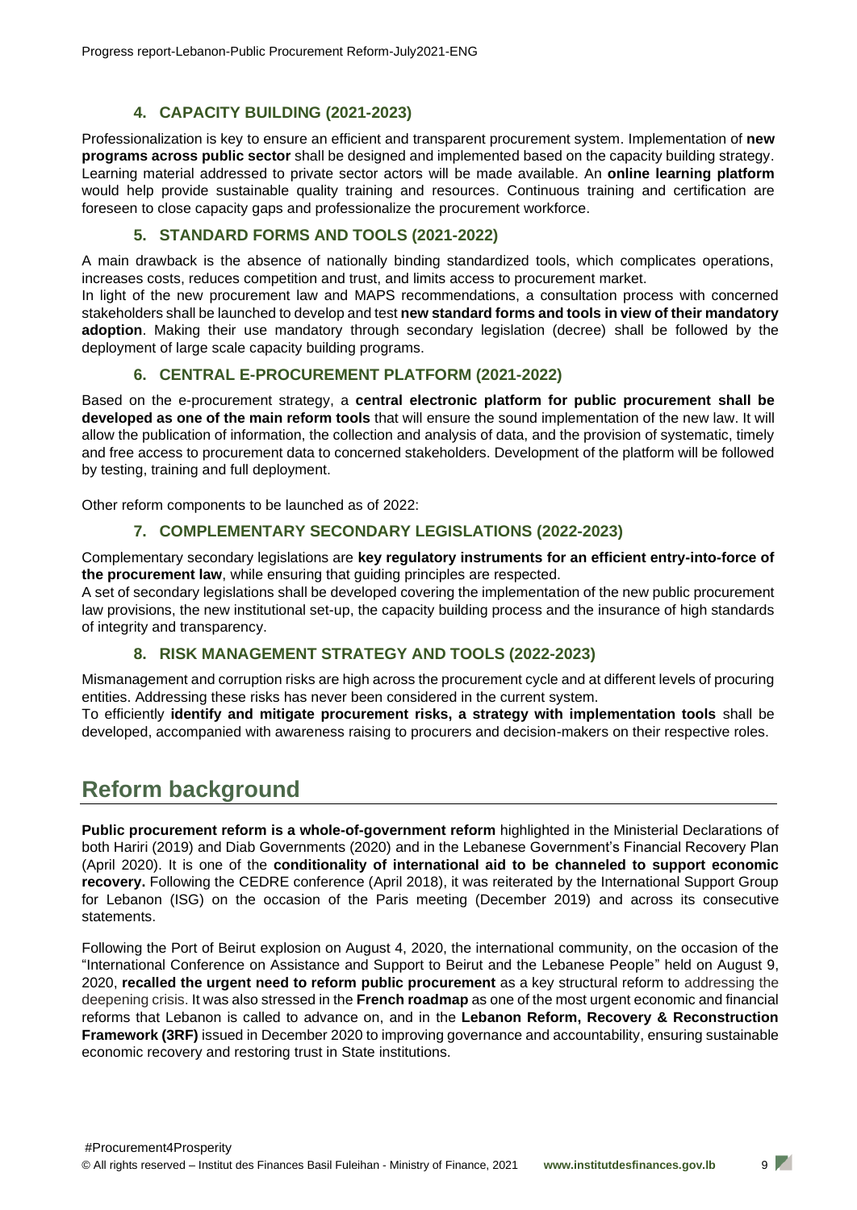### 4. CAPACITY BUILDING (2021-2023)

Professionalization is key to ensure an efficient and transparent procurement system. Implementation of **new programs across public sector** shall be designed and implemented based on the capacity building strategy. Learning material addressed to private sector actors will be made available. An **online learning platform** would help provide sustainable quality training and resources. Continuous training and certification are foreseen to close capacity gaps and professionalize the procurement workforce.

### 5. STANDARD FORMS AND TOOLS (2021-2022)

A main drawback is the absence of nationally binding standardized tools, which complicates operations, increases costs, reduces competition and trust, and limits access to procurement market.

In light of the new procurement law and MAPS recommendations, a consultation process with concerned stakeholders shall be launched to develop and test **new standard forms and tools in view of their mandatory adoption**. Making their use mandatory through secondary legislation (decree) shall be followed by the deployment of large scale capacity building programs.

### 6. CENTRAL E-PROCUREMENT PLATFORM (2021-2022)

Based on the e-procurement strategy, a **central electronic platform for public procurement shall be developed as one of the main reform tools** that will ensure the sound implementation of the new law. It will allow the publication of information, the collection and analysis of data, and the provision of systematic, timely and free access to procurement data to concerned stakeholders. Development of the platform will be followed by testing, training and full deployment.

Other reform components to be launched as of 2022:

### 7. COMPLEMENTARY SECONDARY LEGISLATIONS (2022-2023)

Complementary secondary legislations are **key regulatory instruments for an efficient entry-into-force of the procurement law**, while ensuring that guiding principles are respected.

A set of secondary legislations shall be developed covering the implementation of the new public procurement law provisions, the new institutional set-up, the capacity building process and the insurance of high standards of integrity and transparency.

### 8. RISK MANAGEMENT STRATEGY AND TOOLS (2022-2023)

Mismanagement and corruption risks are high across the procurement cycle and at different levels of procuring entities. Addressing these risks has never been considered in the current system.

To efficiently **identify and mitigate procurement risks, a strategy with implementation tools** shall be developed, accompanied with awareness raising to procurers and decision-makers on their respective roles.

## Reform background

**Public procurement reform is a whole-of-government reform** highlighted in the Ministerial Declarations of both Hariri (2019) and Diab Governments (2020) and in the Lebanese Government's Financial Recovery Plan (April 2020). It is one of the **conditionality of international aid to be channeled to support economic recovery.** Following the CEDRE conference (April 2018), it was reiterated by the International Support Group for Lebanon (ISG) on the occasion of the Paris meeting (December 2019) and across its consecutive statements.

Following the Port of Beirut explosion on August 4, 2020, the international community, on the occasion of the "International Conference on Assistance and Support to Beirut and the Lebanese People" held on August 9, 2020, **recalled the urgent need to reform public procurement** as a key structural reform to addressing the deepening crisis. It was also stressed in the **French roadmap** as one of the most urgent economic and financial reforms that Lebanon is called to advance on, and in the **Lebanon Reform, Recovery & Reconstruction Framework (3RF)** issued in December 2020 to improving governance and accountability, ensuring sustainable economic recovery and restoring trust in State institutions.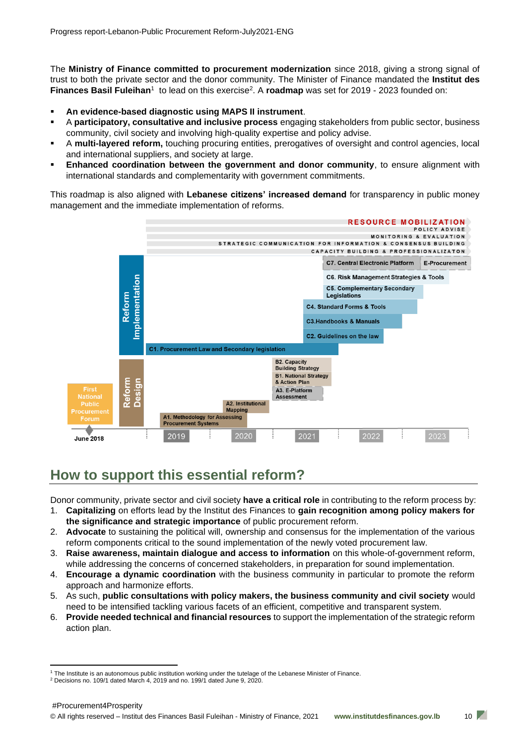The **Ministry of Finance committed to procurement modernization** since 2018, giving a strong signal of trust to both the private sector and the donor community. The Minister of Finance mandated the **Institut des Finances Basil Fuleihan**[1] to lead on this exercise[2]. A **roadmap** was set for 2019 - 2023 founded on:

- **An evidence-based diagnostic using MAPS II instrument**.
- A **participatory, consultative and inclusive process** engaging stakeholders from public sector, business community, civil society and involving high-quality expertise and policy advise.
- A **multi-layered reform,** touching procuring entities, prerogatives of oversight and control agencies, local and international suppliers, and society at large.
- **Enhanced coordination between the government and donor community**, to ensure alignment with international standards and complementarity with government commitments.

This roadmap is also aligned with **Lebanese citizens' increased demand** for transparency in public money management and the immediate implementation of reforms.

RESOURCE MOBILIZATION
POLICY ADVISE
MONITORING & EVALUATION
STRATEGIC COMMUNICATION FOR INFORMATION & CONSENSUS BUILDING
CAPACITY BUILDING & PROFESSIONALIZATON

Reform Implementation
C7. Central Electronic Platform
E-Procurement
C6. Risk Management Strategies & Tools
C5. Complementary Secondary Legislations
C4. Standard Forms & Tools
C3.Handbooks & Manuals
C2. Guidelines on the law
C1. Procurement Law and Secondary legislation

Reform Design
B2. Capacity Building Strategy
B1. National Strategy & Action Plan
A3. E-Platform Assessment
A2. Institutional Mapping
A1. Methodology for Assessing Procurement Systems

First National Public Procurement Forum
June 2018
2019
2020
2021
2022
2023

## How to support this essential reform?

Donor community, private sector and civil society **have a critical role** in contributing to the reform process by:

1. **Capitalizing** on efforts lead by the Institut des Finances to **gain recognition among policy makers for the significance and strategic importance** of public procurement reform.
2. **Advocate** to sustaining the political will, ownership and consensus for the implementation of the various reform components critical to the sound implementation of the newly voted procurement law.
3. **Raise awareness, maintain dialogue and access to information** on this whole-of-government reform, while addressing the concerns of concerned stakeholders, in preparation for sound implementation.
4. **Encourage a dynamic coordination** with the business community in particular to promote the reform approach and harmonize efforts.
5. As such, **public consultations with policy makers, the business community and civil society** would need to be intensified tackling various facets of an efficient, competitive and transparent system.
6. **Provide needed technical and financial resources** to support the implementation of the strategic reform action plan.

[1] The Institute is an autonomous public institution working under the tutelage of the Lebanese Minister of Finance.
[2] Decisions no. 109/1 dated March 4, 2019 and no. 199/1 dated June 9, 2020.

#Procurement4Prosperity
© All rights reserved – Institut des Finances Basil Fuleihan - Ministry of Finance, 2021 www.institutdesfinances.gov.lb